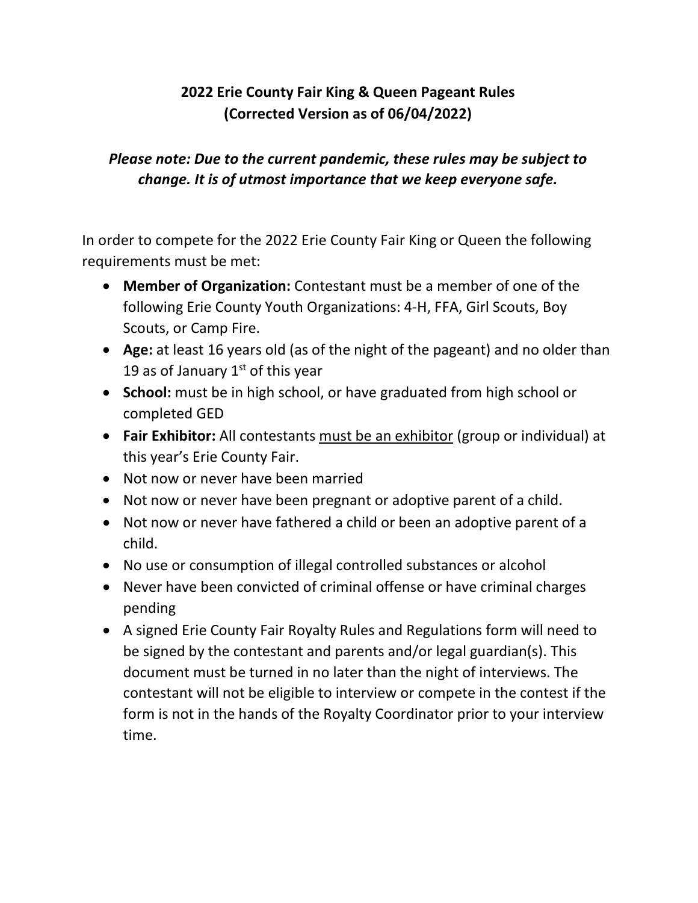# 2022 Erie County Fair King & Queen Pageant Rules
## (Corrected Version as of 06/04/2022)

***Please note: Due to the current pandemic, these rules may be subject to change. It is of utmost importance that we keep everyone safe.***

In order to compete for the 2022 Erie County Fair King or Queen the following requirements must be met:

- **Member of Organization:** Contestant must be a member of one of the following Erie County Youth Organizations: 4-H, FFA, Girl Scouts, Boy Scouts, or Camp Fire.
- **Age:** at least 16 years old (as of the night of the pageant) and no older than 19 as of January 1st of this year
- **School:** must be in high school, or have graduated from high school or completed GED
- **Fair Exhibitor:** All contestants <u>must be an exhibitor</u> (group or individual) at this year's Erie County Fair.
- Not now or never have been married
- Not now or never have been pregnant or adoptive parent of a child.
- Not now or never have fathered a child or been an adoptive parent of a child.
- No use or consumption of illegal controlled substances or alcohol
- Never have been convicted of criminal offense or have criminal charges pending
- A signed Erie County Fair Royalty Rules and Regulations form will need to be signed by the contestant and parents and/or legal guardian(s). This document must be turned in no later than the night of interviews. The contestant will not be eligible to interview or compete in the contest if the form is not in the hands of the Royalty Coordinator prior to your interview time.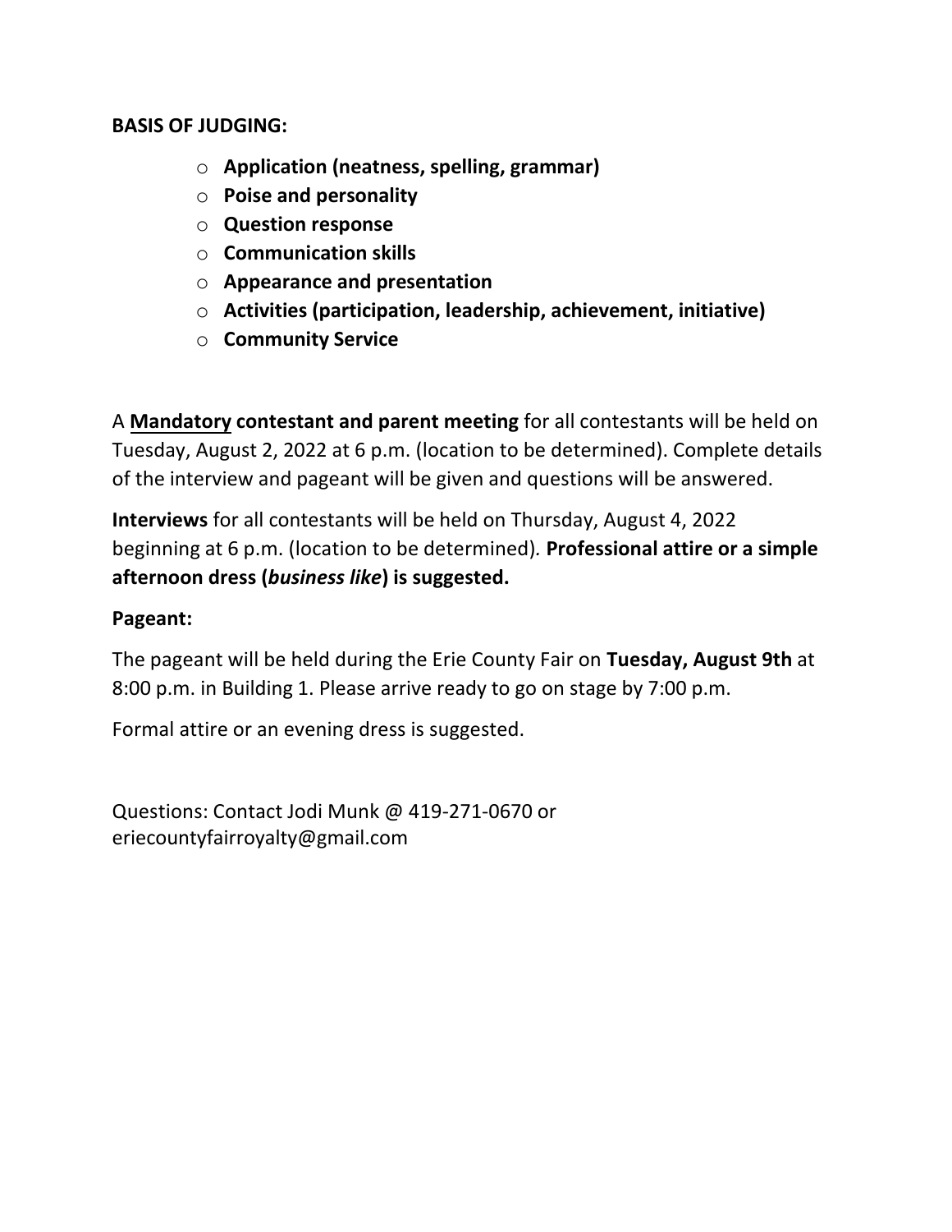**BASIS OF JUDGING:**

- **Application (neatness, spelling, grammar)**
- **Poise and personality**
- **Question response**
- **Communication skills**
- **Appearance and presentation**
- **Activities (participation, leadership, achievement, initiative)**
- **Community Service**

A **Mandatory contestant and parent meeting** for all contestants will be held on Tuesday, August 2, 2022 at 6 p.m. (location to be determined). Complete details of the interview and pageant will be given and questions will be answered.

**Interviews** for all contestants will be held on Thursday, August 4, 2022 beginning at 6 p.m. (location to be determined). **Professional attire or a simple afternoon dress (*business like*) is suggested.**

**Pageant:**

The pageant will be held during the Erie County Fair on **Tuesday, August 9th** at 8:00 p.m. in Building 1. Please arrive ready to go on stage by 7:00 p.m.

Formal attire or an evening dress is suggested.

Questions: Contact Jodi Munk @ 419-271-0670 or eriecountyfairroyalty@gmail.com